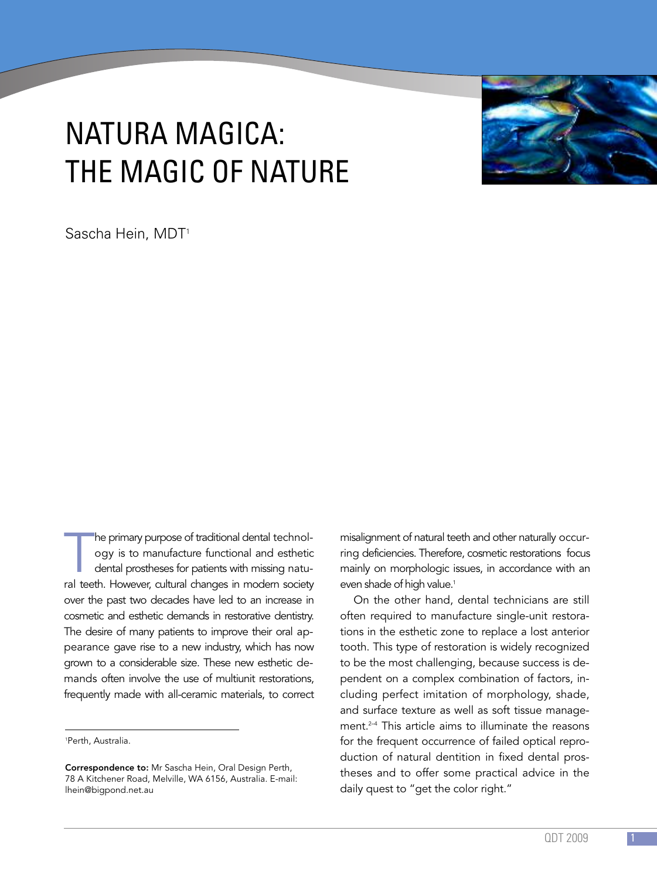# NATURA MAGICA: THE MAGIC OF NATURE

Sascha Hein, MDT[1]

The primary purpose of traditional dental technology is to manufacture functional and esthetic dental prostheses for patients with missing natural teeth. However, cultural changes in modern society over the past two decades have led to an increase in cosmetic and esthetic demands in restorative dentistry. The desire of many patients to improve their oral appearance gave rise to a new industry, which has now grown to a considerable size. These new esthetic demands often involve the use of multiunit restorations, frequently made with all-ceramic materials, to correct misalignment of natural teeth and other naturally occurring deficiencies. Therefore, cosmetic restorations focus mainly on morphologic issues, in accordance with an even shade of high value.[1]

On the other hand, dental technicians are still often required to manufacture single-unit restorations in the esthetic zone to replace a lost anterior tooth. This type of restoration is widely recognized to be the most challenging, because success is dependent on a complex combination of factors, including perfect imitation of morphology, shade, and surface texture as well as soft tissue management.[2–4] This article aims to illuminate the reasons for the frequent occurrence of failed optical reproduction of natural dentition in fixed dental prostheses and to offer some practical advice in the daily quest to "get the color right."

[1]Perth, Australia.

**Correspondence to:** Mr Sascha Hein, Oral Design Perth, 78 A Kitchener Road, Melville, WA 6156, Australia. E-mail: lhein@bigpond.net.au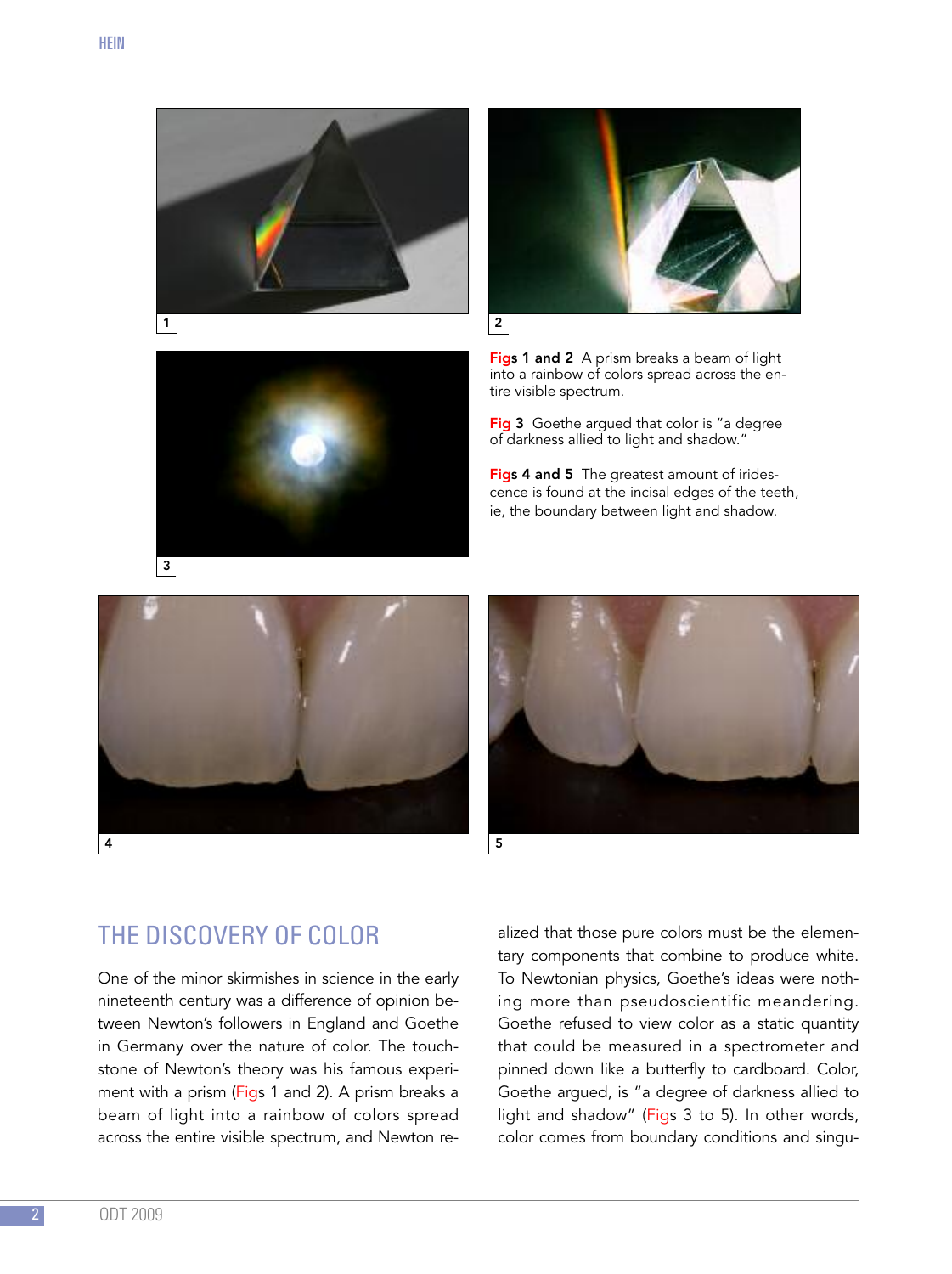Figs 1 and 2 A prism breaks a beam of light into a rainbow of colors spread across the entire visible spectrum.

Fig 3 Goethe argued that color is "a degree of darkness allied to light and shadow."

Figs 4 and 5 The greatest amount of iridescence is found at the incisal edges of the teeth, ie, the boundary between light and shadow.

## THE DISCOVERY OF COLOR

One of the minor skirmishes in science in the early nineteenth century was a difference of opinion between Newton's followers in England and Goethe in Germany over the nature of color. The touchstone of Newton's theory was his famous experiment with a prism (Figs 1 and 2). A prism breaks a beam of light into a rainbow of colors spread across the entire visible spectrum, and Newton realized that those pure colors must be the elementary components that combine to produce white. To Newtonian physics, Goethe's ideas were nothing more than pseudoscientific meandering. Goethe refused to view color as a static quantity that could be measured in a spectrometer and pinned down like a butterfly to cardboard. Color, Goethe argued, is "a degree of darkness allied to light and shadow" (Figs 3 to 5). In other words, color comes from boundary conditions and singu-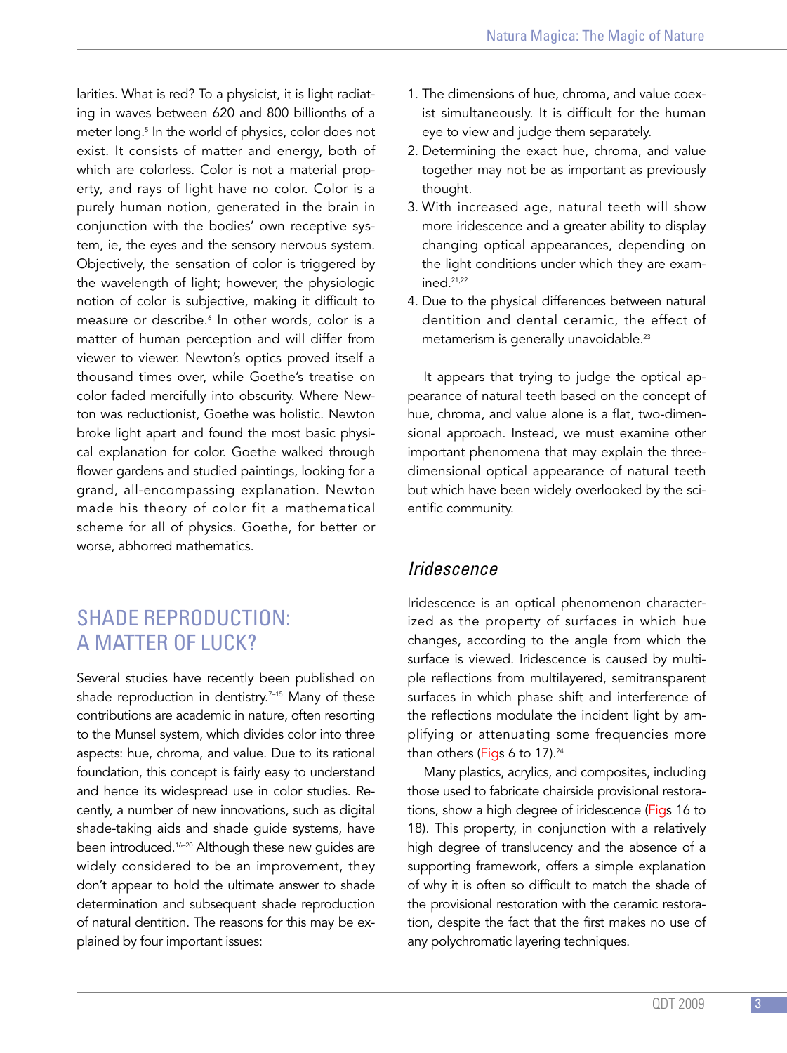larities. What is red? To a physicist, it is light radiating in waves between 620 and 800 billionths of a meter long.[5] In the world of physics, color does not exist. It consists of matter and energy, both of which are colorless. Color is not a material property, and rays of light have no color. Color is a purely human notion, generated in the brain in conjunction with the bodies' own receptive system, ie, the eyes and the sensory nervous system. Objectively, the sensation of color is triggered by the wavelength of light; however, the physiologic notion of color is subjective, making it difficult to measure or describe.[6] In other words, color is a matter of human perception and will differ from viewer to viewer. Newton's optics proved itself a thousand times over, while Goethe's treatise on color faded mercifully into obscurity. Where Newton was reductionist, Goethe was holistic. Newton broke light apart and found the most basic physical explanation for color. Goethe walked through flower gardens and studied paintings, looking for a grand, all-encompassing explanation. Newton made his theory of color fit a mathematical scheme for all of physics. Goethe, for better or worse, abhorred mathematics.

## SHADE REPRODUCTION: A MATTER OF LUCK?

Several studies have recently been published on shade reproduction in dentistry.[7–15] Many of these contributions are academic in nature, often resorting to the Munsel system, which divides color into three aspects: hue, chroma, and value. Due to its rational foundation, this concept is fairly easy to understand and hence its widespread use in color studies. Recently, a number of new innovations, such as digital shade-taking aids and shade guide systems, have been introduced.[16–20] Although these new guides are widely considered to be an improvement, they don't appear to hold the ultimate answer to shade determination and subsequent shade reproduction of natural dentition. The reasons for this may be explained by four important issues:

1. The dimensions of hue, chroma, and value coexist simultaneously. It is difficult for the human eye to view and judge them separately.
2. Determining the exact hue, chroma, and value together may not be as important as previously thought.
3. With increased age, natural teeth will show more iridescence and a greater ability to display changing optical appearances, depending on the light conditions under which they are examined.[21,22]
4. Due to the physical differences between natural dentition and dental ceramic, the effect of metamerism is generally unavoidable.[23]

It appears that trying to judge the optical appearance of natural teeth based on the concept of hue, chroma, and value alone is a flat, two-dimensional approach. Instead, we must examine other important phenomena that may explain the three-dimensional optical appearance of natural teeth but which have been widely overlooked by the scientific community.

### *Iridescence*

Iridescence is an optical phenomenon characterized as the property of surfaces in which hue changes, according to the angle from which the surface is viewed. Iridescence is caused by multiple reflections from multilayered, semitransparent surfaces in which phase shift and interference of the reflections modulate the incident light by amplifying or attenuating some frequencies more than others (Figs 6 to 17).[24]

Many plastics, acrylics, and composites, including those used to fabricate chairside provisional restorations, show a high degree of iridescence (Figs 16 to 18). This property, in conjunction with a relatively high degree of translucency and the absence of a supporting framework, offers a simple explanation of why it is often so difficult to match the shade of the provisional restoration with the ceramic restoration, despite the fact that the first makes no use of any polychromatic layering techniques.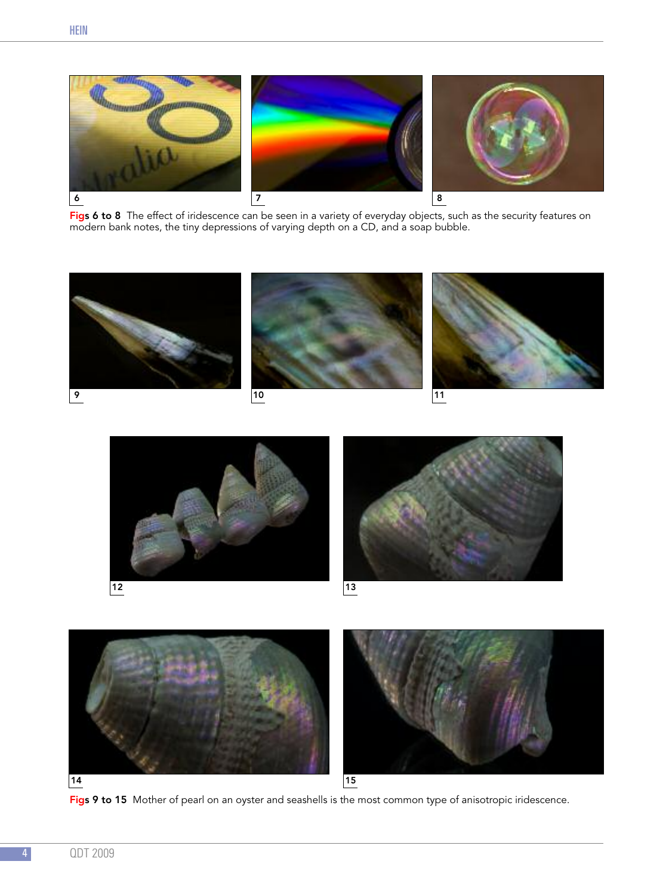**Figs 6 to 8** The effect of iridescence can be seen in a variety of everyday objects, such as the security features on modern bank notes, the tiny depressions of varying depth on a CD, and a soap bubble.

**Figs 9 to 15** Mother of pearl on an oyster and seashells is the most common type of anisotropic iridescence.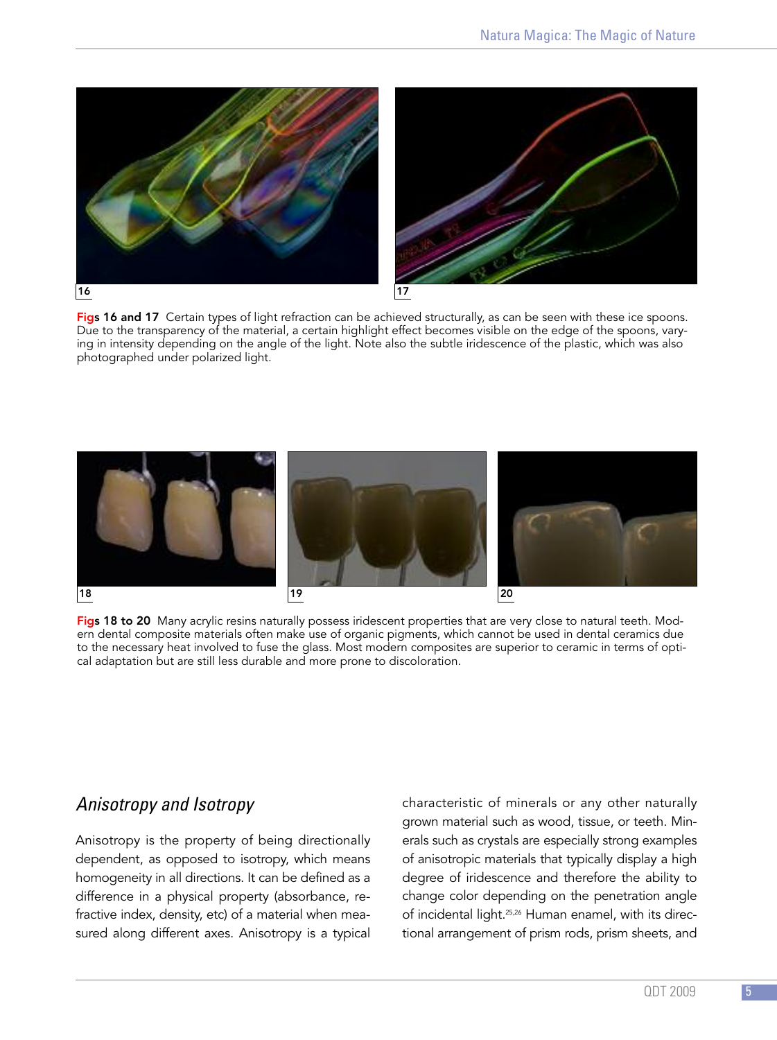**Figs 16 and 17** Certain types of light refraction can be achieved structurally, as can be seen with these ice spoons. Due to the transparency of the material, a certain highlight effect becomes visible on the edge of the spoons, varying in intensity depending on the angle of the light. Note also the subtle iridescence of the plastic, which was also photographed under polarized light.

**Figs 18 to 20** Many acrylic resins naturally possess iridescent properties that are very close to natural teeth. Modern dental composite materials often make use of organic pigments, which cannot be used in dental ceramics due to the necessary heat involved to fuse the glass. Most modern composites are superior to ceramic in terms of optical adaptation but are still less durable and more prone to discoloration.

## *Anisotropy and Isotropy*

Anisotropy is the property of being directionally dependent, as opposed to isotropy, which means homogeneity in all directions. It can be defined as a difference in a physical property (absorbance, refractive index, density, etc) of a material when measured along different axes. Anisotropy is a typical characteristic of minerals or any other naturally grown material such as wood, tissue, or teeth. Minerals such as crystals are especially strong examples of anisotropic materials that typically display a high degree of iridescence and therefore the ability to change color depending on the penetration angle of incidental light.[25,26] Human enamel, with its directional arrangement of prism rods, prism sheets, and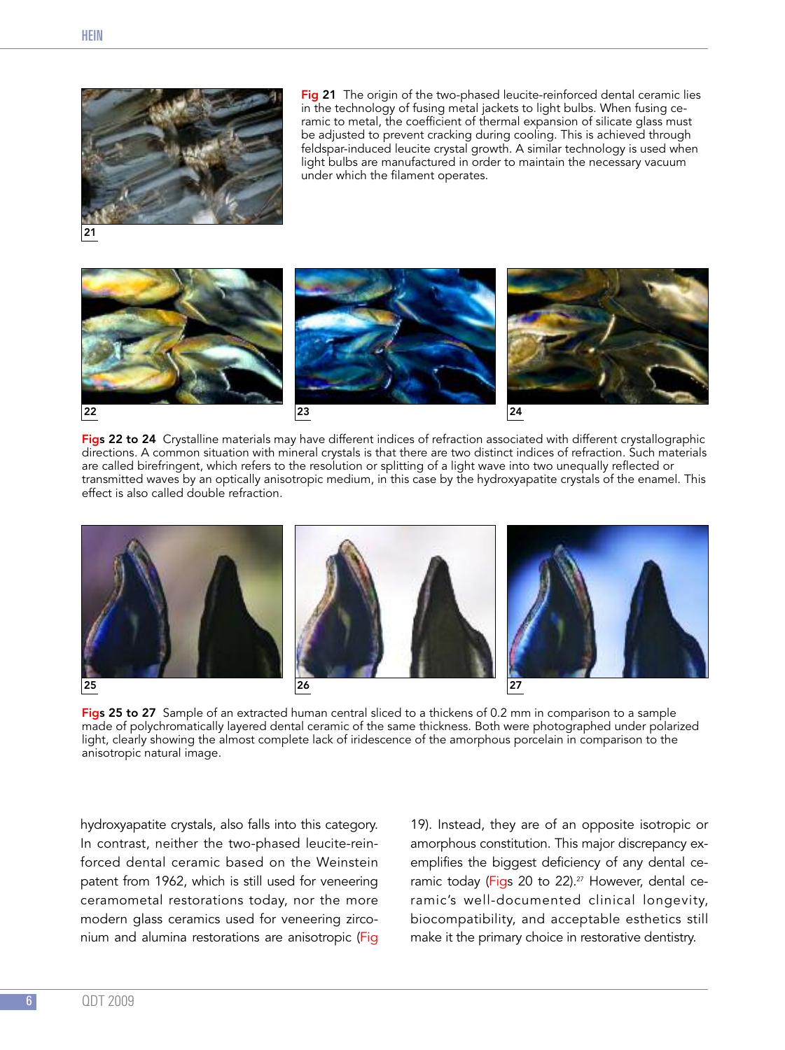**Fig 21** The origin of the two-phased leucite-reinforced dental ceramic lies in the technology of fusing metal jackets to light bulbs. When fusing ceramic to metal, the coefficient of thermal expansion of silicate glass must be adjusted to prevent cracking during cooling. This is achieved through feldspar-induced leucite crystal growth. A similar technology is used when light bulbs are manufactured in order to maintain the necessary vacuum under which the filament operates.

**Figs 22 to 24** Crystalline materials may have different indices of refraction associated with different crystallographic directions. A common situation with mineral crystals is that there are two distinct indices of refraction. Such materials are called birefringent, which refers to the resolution or splitting of a light wave into two unequally reflected or transmitted waves by an optically anisotropic medium, in this case by the hydroxyapatite crystals of the enamel. This effect is also called double refraction.

**Figs 25 to 27** Sample of an extracted human central sliced to a thickens of 0.2 mm in comparison to a sample made of polychromatically layered dental ceramic of the same thickness. Both were photographed under polarized light, clearly showing the almost complete lack of iridescence of the amorphous porcelain in comparison to the anisotropic natural image.

hydroxyapatite crystals, also falls into this category. In contrast, neither the two-phased leucite-reinforced dental ceramic based on the Weinstein patent from 1962, which is still used for veneering ceramometal restorations today, nor the more modern glass ceramics used for veneering zirconium and alumina restorations are anisotropic (Fig 19). Instead, they are of an opposite isotropic or amorphous constitution. This major discrepancy exemplifies the biggest deficiency of any dental ceramic today (Figs 20 to 22).[27] However, dental ceramic's well-documented clinical longevity, biocompatibility, and acceptable esthetics still make it the primary choice in restorative dentistry.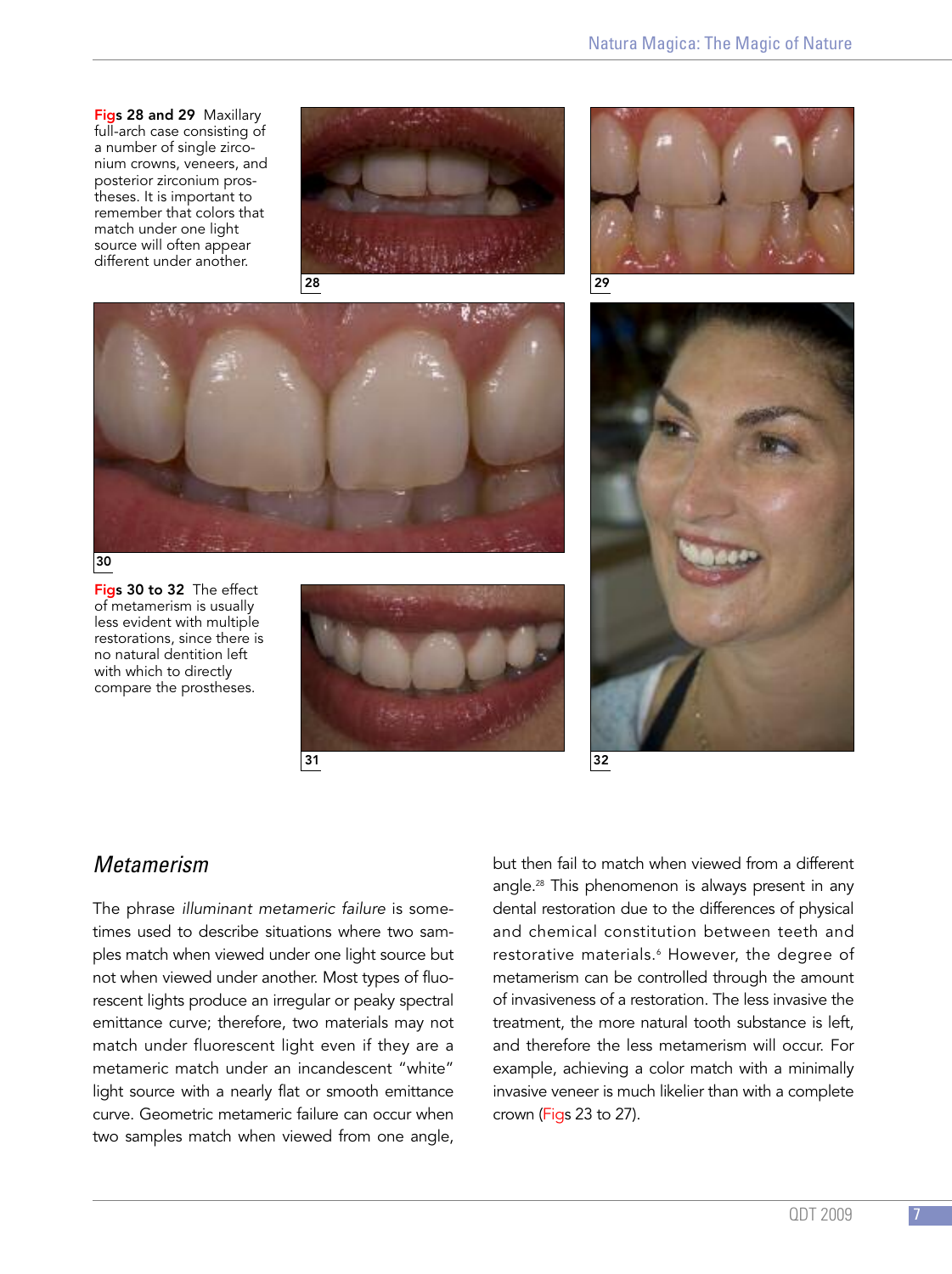**Figs 28 and 29** Maxillary full-arch case consisting of a number of single zirconium crowns, veneers, and posterior zirconium prostheses. It is important to remember that colors that match under one light source will often appear different under another.

**Figs 30 to 32** The effect of metamerism is usually less evident with multiple restorations, since there is no natural dentition left with which to directly compare the prostheses.

## *Metamerism*

The phrase *illuminant metameric failure* is sometimes used to describe situations where two samples match when viewed under one light source but not when viewed under another. Most types of fluorescent lights produce an irregular or peaky spectral emittance curve; therefore, two materials may not match under fluorescent light even if they are a metameric match under an incandescent "white" light source with a nearly flat or smooth emittance curve. Geometric metameric failure can occur when two samples match when viewed from one angle, but then fail to match when viewed from a different angle.[28] This phenomenon is always present in any dental restoration due to the differences of physical and chemical constitution between teeth and restorative materials.[6] However, the degree of metamerism can be controlled through the amount of invasiveness of a restoration. The less invasive the treatment, the more natural tooth substance is left, and therefore the less metamerism will occur. For example, achieving a color match with a minimally invasive veneer is much likelier than with a complete crown (Figs 23 to 27).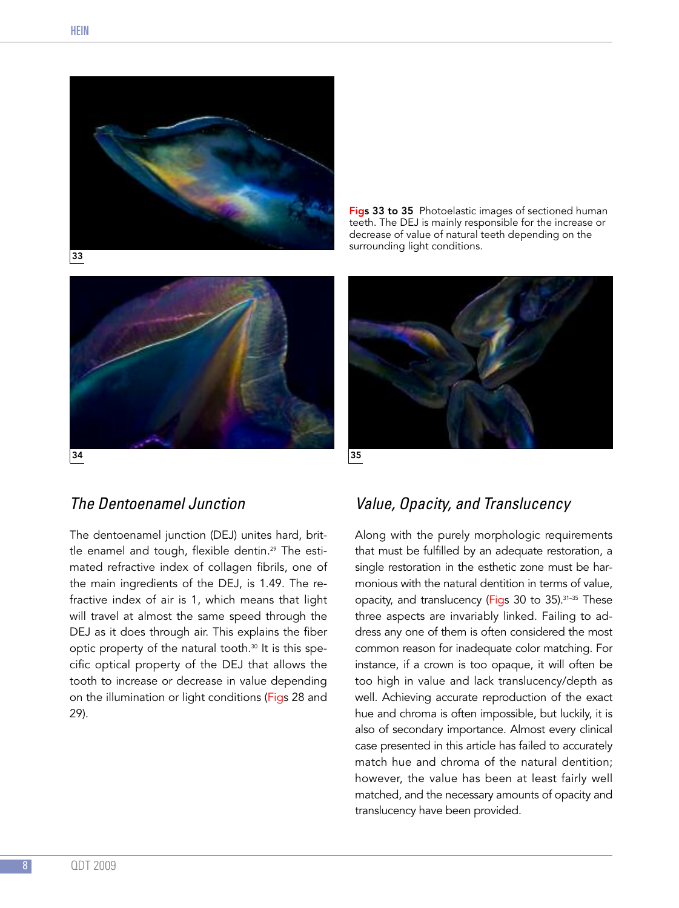**Figs 33 to 35** Photoelastic images of sectioned human teeth. The DEJ is mainly responsible for the increase or decrease of value of natural teeth depending on the surrounding light conditions.

## *The Dentoenamel Junction*

The dentoenamel junction (DEJ) unites hard, brittle enamel and tough, flexible dentin.[29] The estimated refractive index of collagen fibrils, one of the main ingredients of the DEJ, is 1.49. The refractive index of air is 1, which means that light will travel at almost the same speed through the DEJ as it does through air. This explains the fiber optic property of the natural tooth.[30] It is this specific optical property of the DEJ that allows the tooth to increase or decrease in value depending on the illumination or light conditions (Figs 28 and 29).

## *Value, Opacity, and Translucency*

Along with the purely morphologic requirements that must be fulfilled by an adequate restoration, a single restoration in the esthetic zone must be harmonious with the natural dentition in terms of value, opacity, and translucency (Figs 30 to 35).[31–35] These three aspects are invariably linked. Failing to address any one of them is often considered the most common reason for inadequate color matching. For instance, if a crown is too opaque, it will often be too high in value and lack translucency/depth as well. Achieving accurate reproduction of the exact hue and chroma is often impossible, but luckily, it is also of secondary importance. Almost every clinical case presented in this article has failed to accurately match hue and chroma of the natural dentition; however, the value has been at least fairly well matched, and the necessary amounts of opacity and translucency have been provided.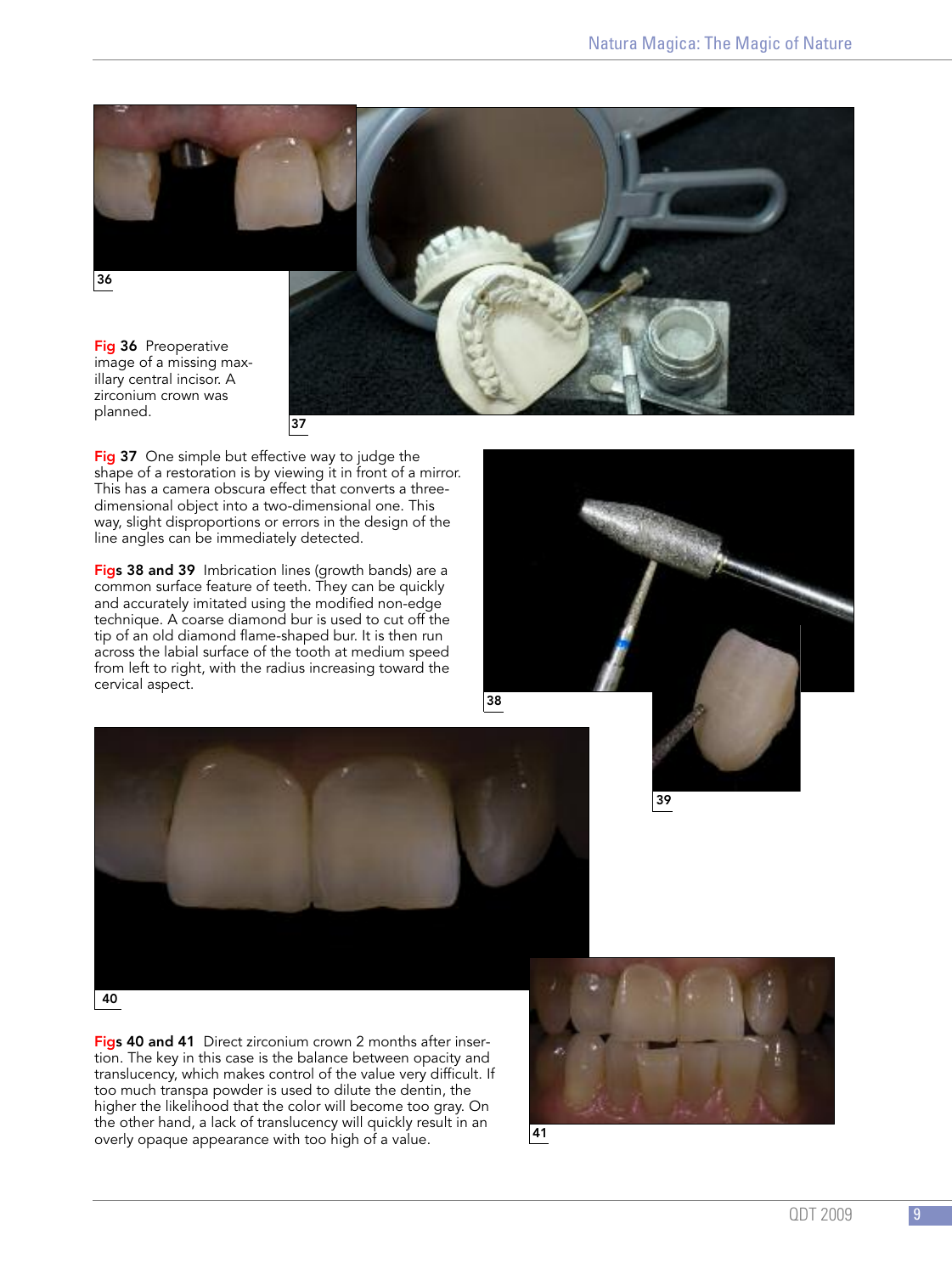**Fig 36** Preoperative image of a missing maxillary central incisor. A zirconium crown was planned.

**Fig 37** One simple but effective way to judge the shape of a restoration is by viewing it in front of a mirror. This has a camera obscura effect that converts a three-dimensional object into a two-dimensional one. This way, slight disproportions or errors in the design of the line angles can be immediately detected.

**Figs 38 and 39** Imbrication lines (growth bands) are a common surface feature of teeth. They can be quickly and accurately imitated using the modified non-edge technique. A coarse diamond bur is used to cut off the tip of an old diamond flame-shaped bur. It is then run across the labial surface of the tooth at medium speed from left to right, with the radius increasing toward the cervical aspect.

**Figs 40 and 41** Direct zirconium crown 2 months after insertion. The key in this case is the balance between opacity and translucency, which makes control of the value very difficult. If too much transpa powder is used to dilute the dentin, the higher the likelihood that the color will become too gray. On the other hand, a lack of translucency will quickly result in an overly opaque appearance with too high of a value.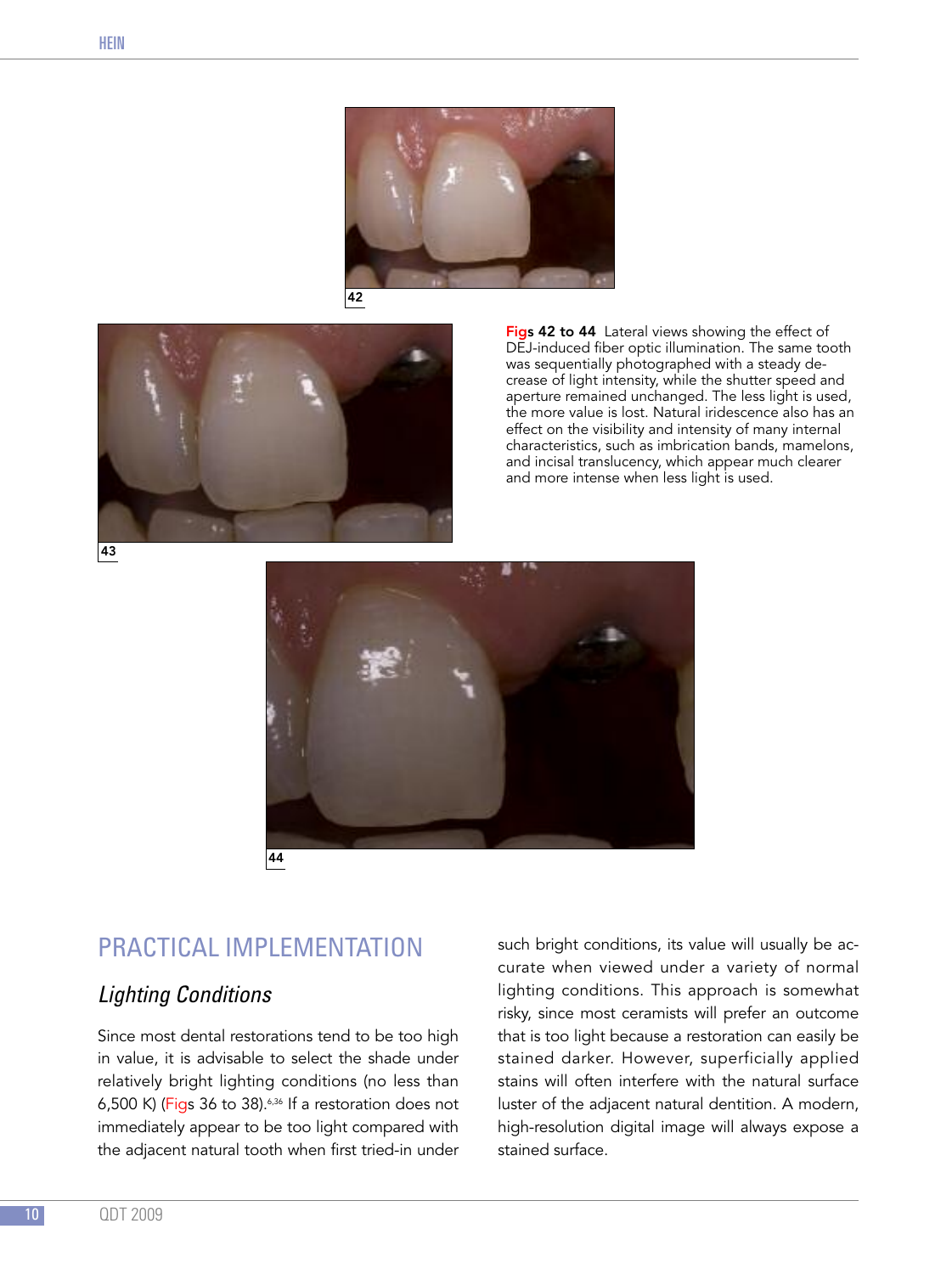Figs 42 to 44 Lateral views showing the effect of DEJ-induced fiber optic illumination. The same tooth was sequentially photographed with a steady decrease of light intensity, while the shutter speed and aperture remained unchanged. The less light is used, the more value is lost. Natural iridescence also has an effect on the visibility and intensity of many internal characteristics, such as imbrication bands, mamelons, and incisal translucency, which appear much clearer and more intense when less light is used.

## PRACTICAL IMPLEMENTATION

### *Lighting Conditions*

Since most dental restorations tend to be too high in value, it is advisable to select the shade under relatively bright lighting conditions (no less than 6,500 K) (Figs 36 to 38).[6,36] If a restoration does not immediately appear to be too light compared with the adjacent natural tooth when first tried-in under such bright conditions, its value will usually be accurate when viewed under a variety of normal lighting conditions. This approach is somewhat risky, since most ceramists will prefer an outcome that is too light because a restoration can easily be stained darker. However, superficially applied stains will often interfere with the natural surface luster of the adjacent natural dentition. A modern, high-resolution digital image will always expose a stained surface.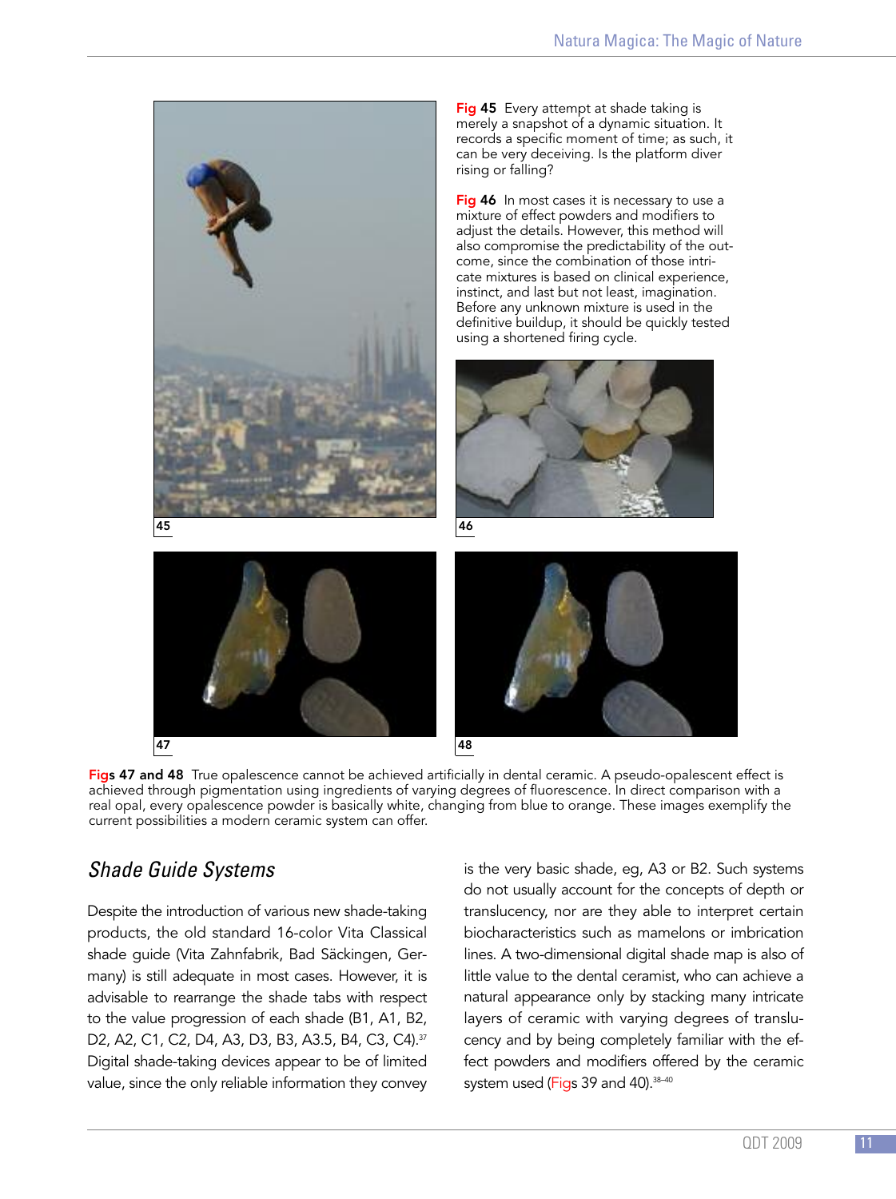**Fig 45** Every attempt at shade taking is merely a snapshot of a dynamic situation. It records a specific moment of time; as such, it can be very deceiving. Is the platform diver rising or falling?

**Fig 46** In most cases it is necessary to use a mixture of effect powders and modifiers to adjust the details. However, this method will also compromise the predictability of the outcome, since the combination of those intricate mixtures is based on clinical experience, instinct, and last but not least, imagination. Before any unknown mixture is used in the definitive buildup, it should be quickly tested using a shortened firing cycle.

**Figs 47 and 48** True opalescence cannot be achieved artificially in dental ceramic. A pseudo-opalescent effect is achieved through pigmentation using ingredients of varying degrees of fluorescence. In direct comparison with a real opal, every opalescence powder is basically white, changing from blue to orange. These images exemplify the current possibilities a modern ceramic system can offer.

## *Shade Guide Systems*

Despite the introduction of various new shade-taking products, the old standard 16-color Vita Classical shade guide (Vita Zahnfabrik, Bad Säckingen, Germany) is still adequate in most cases. However, it is advisable to rearrange the shade tabs with respect to the value progression of each shade (B1, A1, B2, D2, A2, C1, C2, D4, A3, D3, B3, A3.5, B4, C3, C4).[37] Digital shade-taking devices appear to be of limited value, since the only reliable information they convey is the very basic shade, eg, A3 or B2. Such systems do not usually account for the concepts of depth or translucency, nor are they able to interpret certain biocharacteristics such as mamelons or imbrication lines. A two-dimensional digital shade map is also of little value to the dental ceramist, who can achieve a natural appearance only by stacking many intricate layers of ceramic with varying degrees of translucency and by being completely familiar with the effect powders and modifiers offered by the ceramic system used (Figs 39 and 40).[38–40]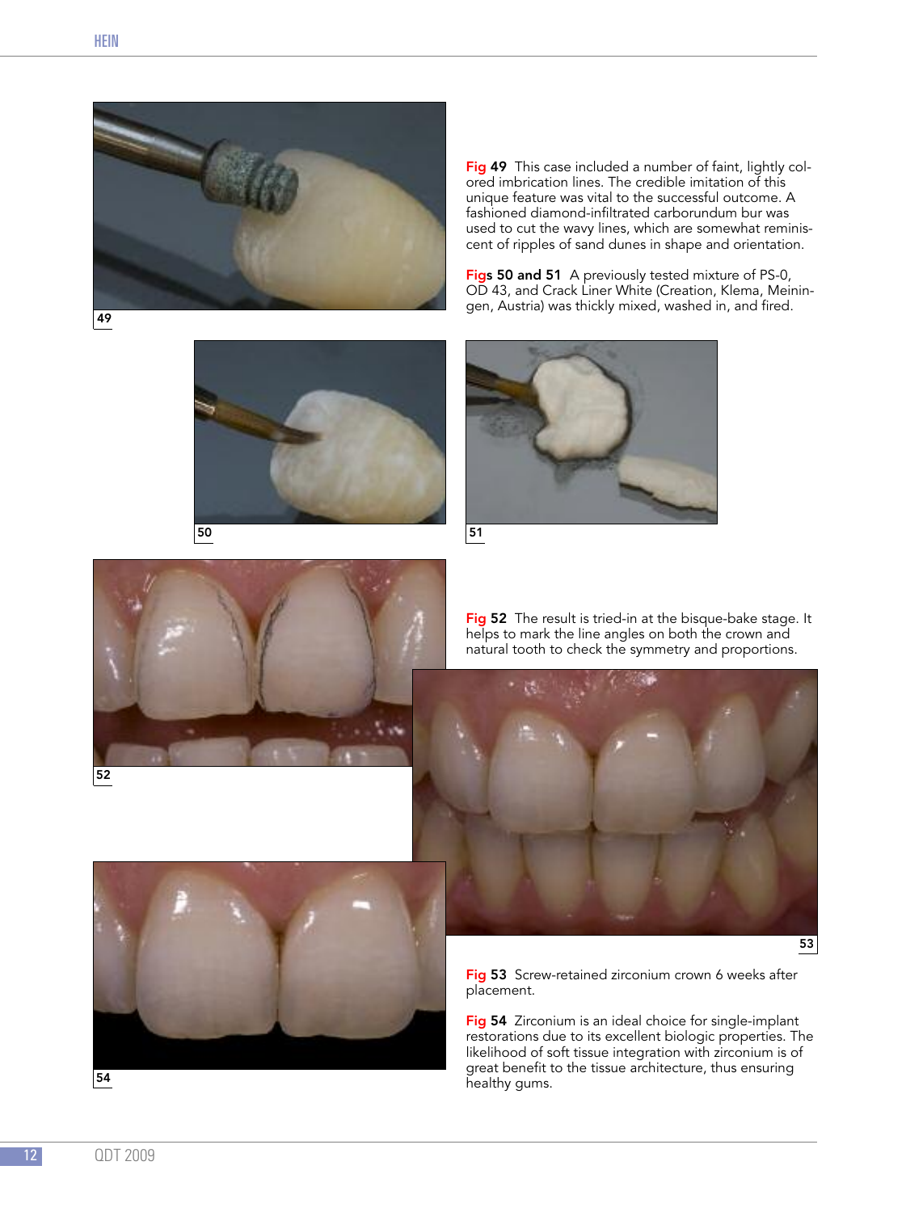**Fig 49** This case included a number of faint, lightly colored imbrication lines. The credible imitation of this unique feature was vital to the successful outcome. A fashioned diamond-infiltrated carborundum bur was used to cut the wavy lines, which are somewhat reminiscent of ripples of sand dunes in shape and orientation.

**Figs 50 and 51** A previously tested mixture of PS-0, OD 43, and Crack Liner White (Creation, Klema, Meiningen, Austria) was thickly mixed, washed in, and fired.

**Fig 52** The result is tried-in at the bisque-bake stage. It helps to mark the line angles on both the crown and natural tooth to check the symmetry and proportions.

**Fig 53** Screw-retained zirconium crown 6 weeks after placement.

**Fig 54** Zirconium is an ideal choice for single-implant restorations due to its excellent biologic properties. The likelihood of soft tissue integration with zirconium is of great benefit to the tissue architecture, thus ensuring healthy gums.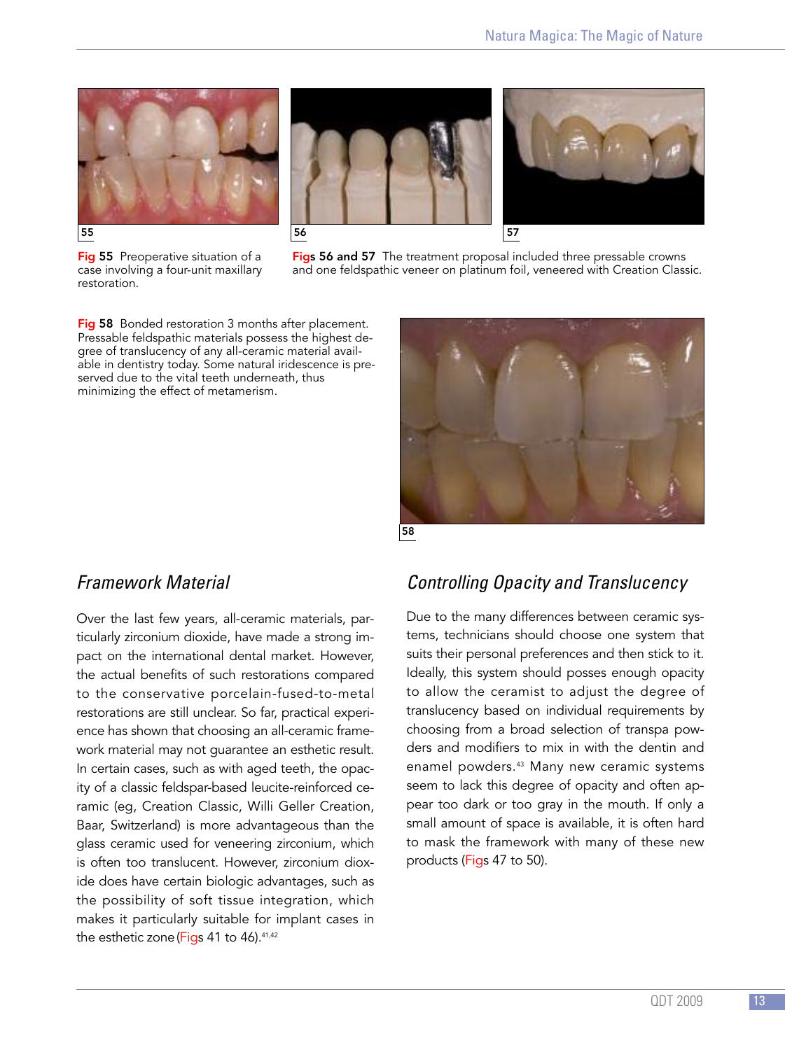Fig 55 Preoperative situation of a case involving a four-unit maxillary restoration.

Figs 56 and 57 The treatment proposal included three pressable crowns and one feldspathic veneer on platinum foil, veneered with Creation Classic.

Fig 58 Bonded restoration 3 months after placement. Pressable feldspathic materials possess the highest degree of translucency of any all-ceramic material available in dentistry today. Some natural iridescence is preserved due to the vital teeth underneath, thus minimizing the effect of metamerism.

## *Framework Material*

Over the last few years, all-ceramic materials, particularly zirconium dioxide, have made a strong impact on the international dental market. However, the actual benefits of such restorations compared to the conservative porcelain-fused-to-metal restorations are still unclear. So far, practical experience has shown that choosing an all-ceramic framework material may not guarantee an esthetic result. In certain cases, such as with aged teeth, the opacity of a classic feldspar-based leucite-reinforced ceramic (eg, Creation Classic, Willi Geller Creation, Baar, Switzerland) is more advantageous than the glass ceramic used for veneering zirconium, which is often too translucent. However, zirconium dioxide does have certain biologic advantages, such as the possibility of soft tissue integration, which makes it particularly suitable for implant cases in the esthetic zone (Figs 41 to 46).[41,42]

## *Controlling Opacity and Translucency*

Due to the many differences between ceramic systems, technicians should choose one system that suits their personal preferences and then stick to it. Ideally, this system should posses enough opacity to allow the ceramist to adjust the degree of translucency based on individual requirements by choosing from a broad selection of transpa powders and modifiers to mix in with the dentin and enamel powders.[43] Many new ceramic systems seem to lack this degree of opacity and often appear too dark or too gray in the mouth. If only a small amount of space is available, it is often hard to mask the framework with many of these new products (Figs 47 to 50).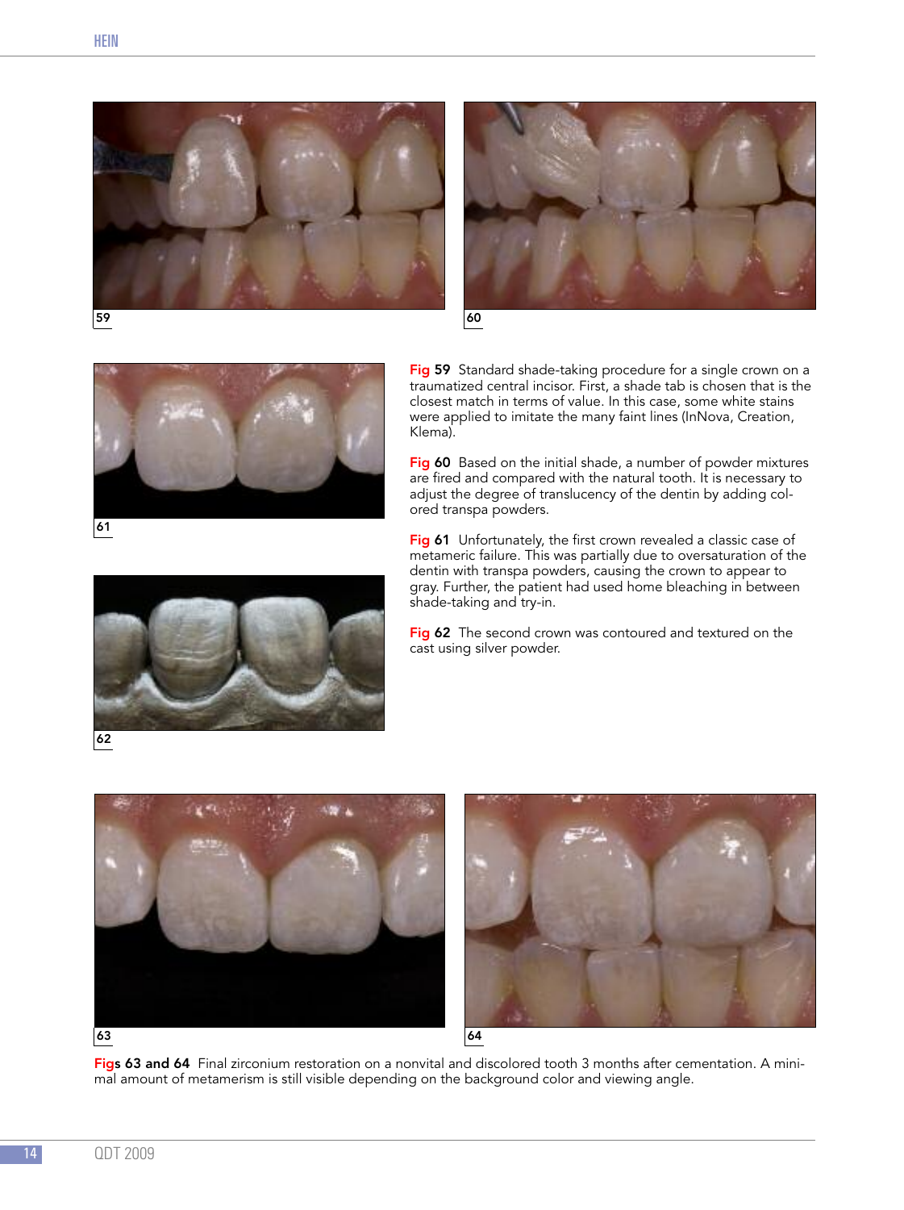**Fig 59** Standard shade-taking procedure for a single crown on a traumatized central incisor. First, a shade tab is chosen that is the closest match in terms of value. In this case, some white stains were applied to imitate the many faint lines (InNova, Creation, Klema).

**Fig 60** Based on the initial shade, a number of powder mixtures are fired and compared with the natural tooth. It is necessary to adjust the degree of translucency of the dentin by adding colored transpa powders.

**Fig 61** Unfortunately, the first crown revealed a classic case of metameric failure. This was partially due to oversaturation of the dentin with transpa powders, causing the crown to appear to gray. Further, the patient had used home bleaching in between shade-taking and try-in.

**Fig 62** The second crown was contoured and textured on the cast using silver powder.

**Figs 63 and 64** Final zirconium restoration on a nonvital and discolored tooth 3 months after cementation. A minimal amount of metamerism is still visible depending on the background color and viewing angle.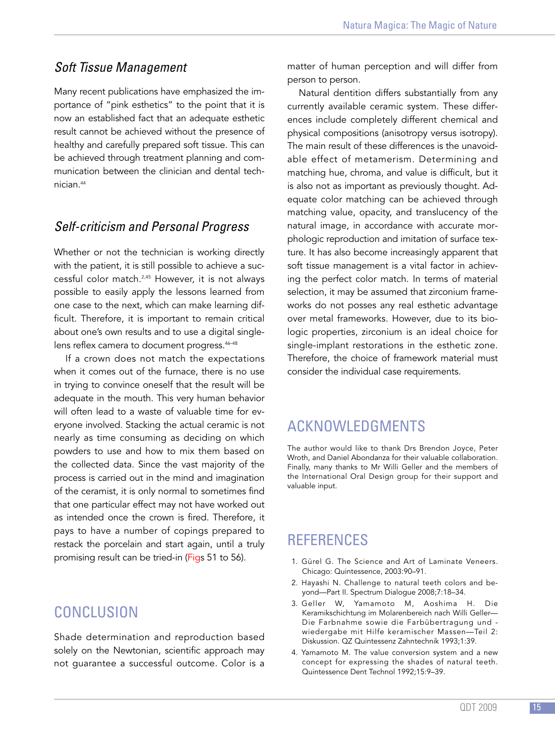### *Soft Tissue Management*

Many recent publications have emphasized the importance of "pink esthetics" to the point that it is now an established fact that an adequate esthetic result cannot be achieved without the presence of healthy and carefully prepared soft tissue. This can be achieved through treatment planning and communication between the clinician and dental technician.[44]

### *Self-criticism and Personal Progress*

Whether or not the technician is working directly with the patient, it is still possible to achieve a successful color match.[2,45] However, it is not always possible to easily apply the lessons learned from one case to the next, which can make learning difficult. Therefore, it is important to remain critical about one's own results and to use a digital single-lens reflex camera to document progress.[46–48]

If a crown does not match the expectations when it comes out of the furnace, there is no use in trying to convince oneself that the result will be adequate in the mouth. This very human behavior will often lead to a waste of valuable time for everyone involved. Stacking the actual ceramic is not nearly as time consuming as deciding on which powders to use and how to mix them based on the collected data. Since the vast majority of the process is carried out in the mind and imagination of the ceramist, it is only normal to sometimes find that one particular effect may not have worked out as intended once the crown is fired. Therefore, it pays to have a number of copings prepared to restack the porcelain and start again, until a truly promising result can be tried-in (Figs 51 to 56).

## CONCLUSION

Shade determination and reproduction based solely on the Newtonian, scientific approach may not guarantee a successful outcome. Color is a matter of human perception and will differ from person to person.

Natural dentition differs substantially from any currently available ceramic system. These differences include completely different chemical and physical compositions (anisotropy versus isotropy). The main result of these differences is the unavoidable effect of metamerism. Determining and matching hue, chroma, and value is difficult, but it is also not as important as previously thought. Adequate color matching can be achieved through matching value, opacity, and translucency of the natural image, in accordance with accurate morphologic reproduction and imitation of surface texture. It has also become increasingly apparent that soft tissue management is a vital factor in achieving the perfect color match. In terms of material selection, it may be assumed that zirconium frameworks do not posses any real esthetic advantage over metal frameworks. However, due to its biologic properties, zirconium is an ideal choice for single-implant restorations in the esthetic zone. Therefore, the choice of framework material must consider the individual case requirements.

## ACKNOWLEDGMENTS

The author would like to thank Drs Brendon Joyce, Peter Wroth, and Daniel Abondanza for their valuable collaboration. Finally, many thanks to Mr Willi Geller and the members of the International Oral Design group for their support and valuable input.

## REFERENCES

1. Gürel G. The Science and Art of Laminate Veneers. Chicago: Quintessence, 2003:90–91.
2. Hayashi N. Challenge to natural teeth colors and beyond—Part II. Spectrum Dialogue 2008;7:18–34.
3. Geller W, Yamamoto M, Aoshima H. Die Keramikschichtung im Molarenbereich nach Willi Geller—Die Farbnahme sowie die Farbübertragung und -wiedergabe mit Hilfe keramischer Massen—Teil 2: Diskussion. QZ Quintessenz Zahntechnik 1993;1:39.
4. Yamamoto M. The value conversion system and a new concept for expressing the shades of natural teeth. Quintessence Dent Technol 1992;15:9–39.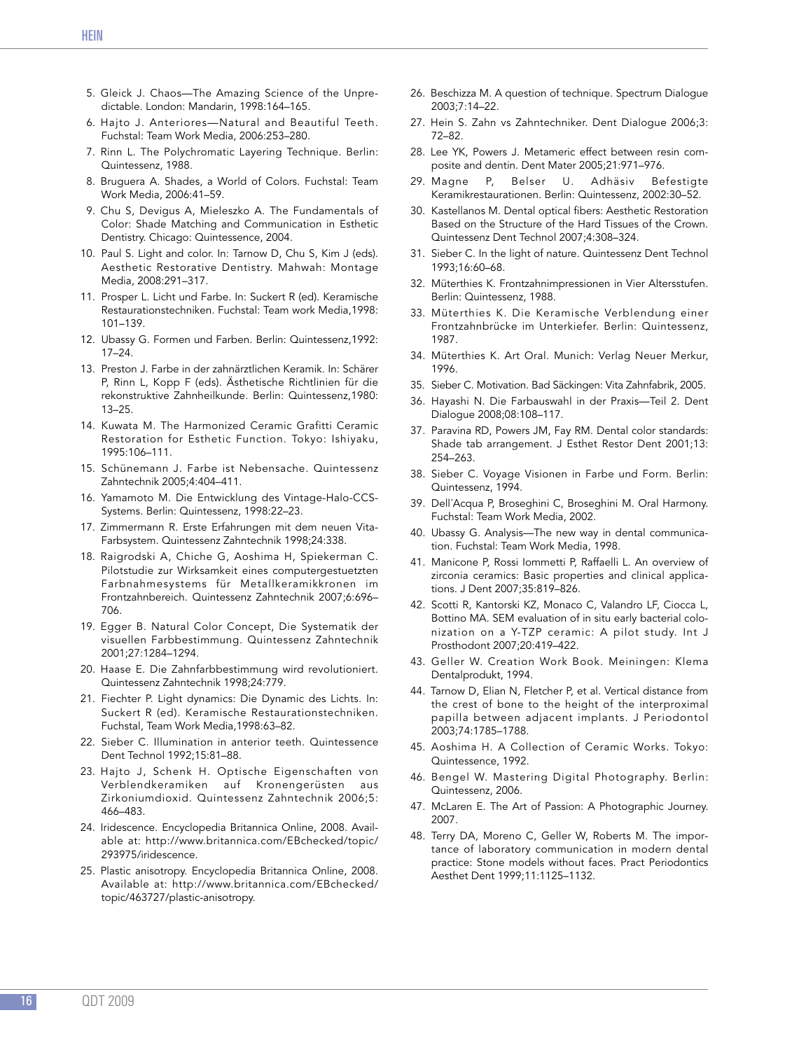5. Gleick J. Chaos—The Amazing Science of the Unpredictable. London: Mandarin, 1998:164–165.
6. Hajto J. Anteriores—Natural and Beautiful Teeth. Fuchstal: Team Work Media, 2006:253–280.
7. Rinn L. The Polychromatic Layering Technique. Berlin: Quintessenz, 1988.
8. Bruguera A. Shades, a World of Colors. Fuchstal: Team Work Media, 2006:41–59.
9. Chu S, Devigus A, Mieleszko A. The Fundamentals of Color: Shade Matching and Communication in Esthetic Dentistry. Chicago: Quintessence, 2004.
10. Paul S. Light and color. In: Tarnow D, Chu S, Kim J (eds). Aesthetic Restorative Dentistry. Mahwah: Montage Media, 2008:291–317.
11. Prosper L. Licht und Farbe. In: Suckert R (ed). Keramische Restaurationstechniken. Fuchstal: Team work Media,1998: 101–139.
12. Ubassy G. Formen und Farben. Berlin: Quintessenz,1992: 17–24.
13. Preston J. Farbe in der zahnärztlichen Keramik. In: Schärer P, Rinn L, Kopp F (eds). Ästhetische Richtlinien für die rekonstruktive Zahnheilkunde. Berlin: Quintessenz,1980: 13–25.
14. Kuwata M. The Harmonized Ceramic Grafitti Ceramic Restoration for Esthetic Function. Tokyo: Ishiyaku, 1995:106–111.
15. Schünemann J. Farbe ist Nebensache. Quintessenz Zahntechnik 2005;4:404–411.
16. Yamamoto M. Die Entwicklung des Vintage-Halo-CCS-Systems. Berlin: Quintessenz, 1998:22–23.
17. Zimmermann R. Erste Erfahrungen mit dem neuen Vita-Farbsystem. Quintessenz Zahntechnik 1998;24:338.
18. Raigrodski A, Chiche G, Aoshima H, Spiekerman C. Pilotstudie zur Wirksamkeit eines computergestuetzten Farbnahmesystems für Metallkeramikkronen im Frontzahnbereich. Quintessenz Zahntechnik 2007;6:696–706.
19. Egger B. Natural Color Concept, Die Systematik der visuellen Farbbestimmung. Quintessenz Zahntechnik 2001;27:1284–1294.
20. Haase E. Die Zahnfarbbestimmung wird revolutioniert. Quintessenz Zahntechnik 1998;24:779.
21. Fiechter P. Light dynamics: Die Dynamic des Lichts. In: Suckert R (ed). Keramische Restaurationstechniken. Fuchstal, Team Work Media,1998:63–82.
22. Sieber C. Illumination in anterior teeth. Quintessence Dent Technol 1992;15:81–88.
23. Hajto J, Schenk H. Optische Eigenschaften von Verblendkeramiken auf Kronengerüsten aus Zirkoniumdioxid. Quintessenz Zahntechnik 2006;5: 466–483.
24. Iridescence. Encyclopedia Britannica Online, 2008. Available at: http://www.britannica.com/EBchecked/topic/293975/iridescence.
25. Plastic anisotropy. Encyclopedia Britannica Online, 2008. Available at: http://www.britannica.com/EBchecked/topic/463727/plastic-anisotropy.
26. Beschizza M. A question of technique. Spectrum Dialogue 2003;7:14–22.
27. Hein S. Zahn vs Zahntechniker. Dent Dialogue 2006;3: 72–82.
28. Lee YK, Powers J. Metameric effect between resin composite and dentin. Dent Mater 2005;21:971–976.
29. Magne P, Belser U. Adhäsiv Befestigte Keramikrestaurationen. Berlin: Quintessenz, 2002:30–52.
30. Kastellanos M. Dental optical fibers: Aesthetic Restoration Based on the Structure of the Hard Tissues of the Crown. Quintessenz Dent Technol 2007;4:308–324.
31. Sieber C. In the light of nature. Quintessenz Dent Technol 1993;16:60–68.
32. Müterthies K. Frontzahnimpressionen in Vier Altersstufen. Berlin: Quintessenz, 1988.
33. Müterthies K. Die Keramische Verblendung einer Frontzahnbrücke im Unterkiefer. Berlin: Quintessenz, 1987.
34. Müterthies K. Art Oral. Munich: Verlag Neuer Merkur, 1996.
35. Sieber C. Motivation. Bad Säckingen: Vita Zahnfabrik, 2005.
36. Hayashi N. Die Farbauswahl in der Praxis—Teil 2. Dent Dialogue 2008;08:108–117.
37. Paravina RD, Powers JM, Fay RM. Dental color standards: Shade tab arrangement. J Esthet Restor Dent 2001;13: 254–263.
38. Sieber C. Voyage Visionen in Farbe und Form. Berlin: Quintessenz, 1994.
39. Dell´Acqua P, Broseghini C, Broseghini M. Oral Harmony. Fuchstal: Team Work Media, 2002.
40. Ubassy G. Analysis—The new way in dental communication. Fuchstal: Team Work Media, 1998.
41. Manicone P, Rossi Iommetti P, Raffaelli L. An overview of zirconia ceramics: Basic properties and clinical applications. J Dent 2007;35:819–826.
42. Scotti R, Kantorski KZ, Monaco C, Valandro LF, Ciocca L, Bottino MA. SEM evaluation of in situ early bacterial colonization on a Y-TZP ceramic: A pilot study. Int J Prosthodont 2007;20:419–422.
43. Geller W. Creation Work Book. Meiningen: Klema Dentalprodukt, 1994.
44. Tarnow D, Elian N, Fletcher P, et al. Vertical distance from the crest of bone to the height of the interproximal papilla between adjacent implants. J Periodontol 2003;74:1785–1788.
45. Aoshima H. A Collection of Ceramic Works. Tokyo: Quintessence, 1992.
46. Bengel W. Mastering Digital Photography. Berlin: Quintessenz, 2006.
47. McLaren E. The Art of Passion: A Photographic Journey. 2007.
48. Terry DA, Moreno C, Geller W, Roberts M. The importance of laboratory communication in modern dental practice: Stone models without faces. Pract Periodontics Aesthet Dent 1999;11:1125–1132.